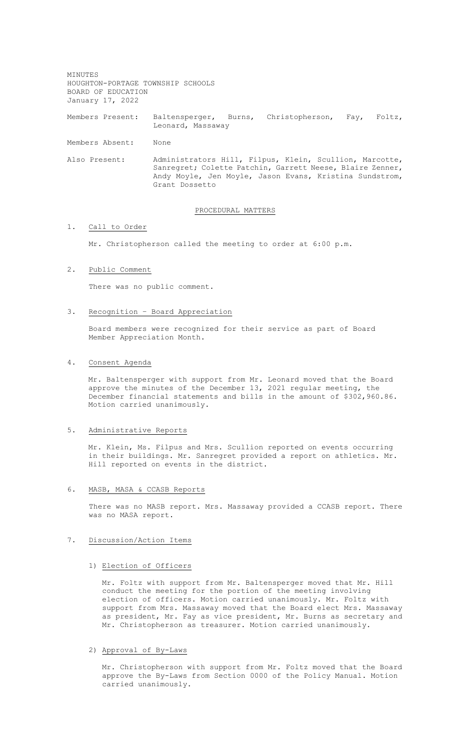MINUTES
HOUGHTON-PORTAGE TOWNSHIP SCHOOLS
BOARD OF EDUCATION
January 17, 2022

Members Present: Baltensperger, Burns, Christopherson, Fay, Foltz, Leonard, Massaway

Members Absent: None

Also Present: Administrators Hill, Filpus, Klein, Scullion, Marcotte, Sanregret; Colette Patchin, Garrett Neese, Blaire Zenner, Andy Moyle, Jen Moyle, Jason Evans, Kristina Sundstrom, Grant Dossetto

## PROCEDURAL MATTERS

1. Call to Order

   Mr. Christopherson called the meeting to order at 6:00 p.m.

2. Public Comment

   There was no public comment.

3. Recognition – Board Appreciation

   Board members were recognized for their service as part of Board Member Appreciation Month.

4. Consent Agenda

   Mr. Baltensperger with support from Mr. Leonard moved that the Board approve the minutes of the December 13, 2021 regular meeting, the December financial statements and bills in the amount of $302,960.86. Motion carried unanimously.

5. Administrative Reports

   Mr. Klein, Ms. Filpus and Mrs. Scullion reported on events occurring in their buildings. Mr. Sanregret provided a report on athletics. Mr. Hill reported on events in the district.

6. MASB, MASA & CCASB Reports

   There was no MASB report. Mrs. Massaway provided a CCASB report. There was no MASA report.

7. Discussion/Action Items

   1) Election of Officers

      Mr. Foltz with support from Mr. Baltensperger moved that Mr. Hill conduct the meeting for the portion of the meeting involving election of officers. Motion carried unanimously. Mr. Foltz with support from Mrs. Massaway moved that the Board elect Mrs. Massaway as president, Mr. Fay as vice president, Mr. Burns as secretary and Mr. Christopherson as treasurer. Motion carried unanimously.

   2) Approval of By-Laws

      Mr. Christopherson with support from Mr. Foltz moved that the Board approve the By-Laws from Section 0000 of the Policy Manual. Motion carried unanimously.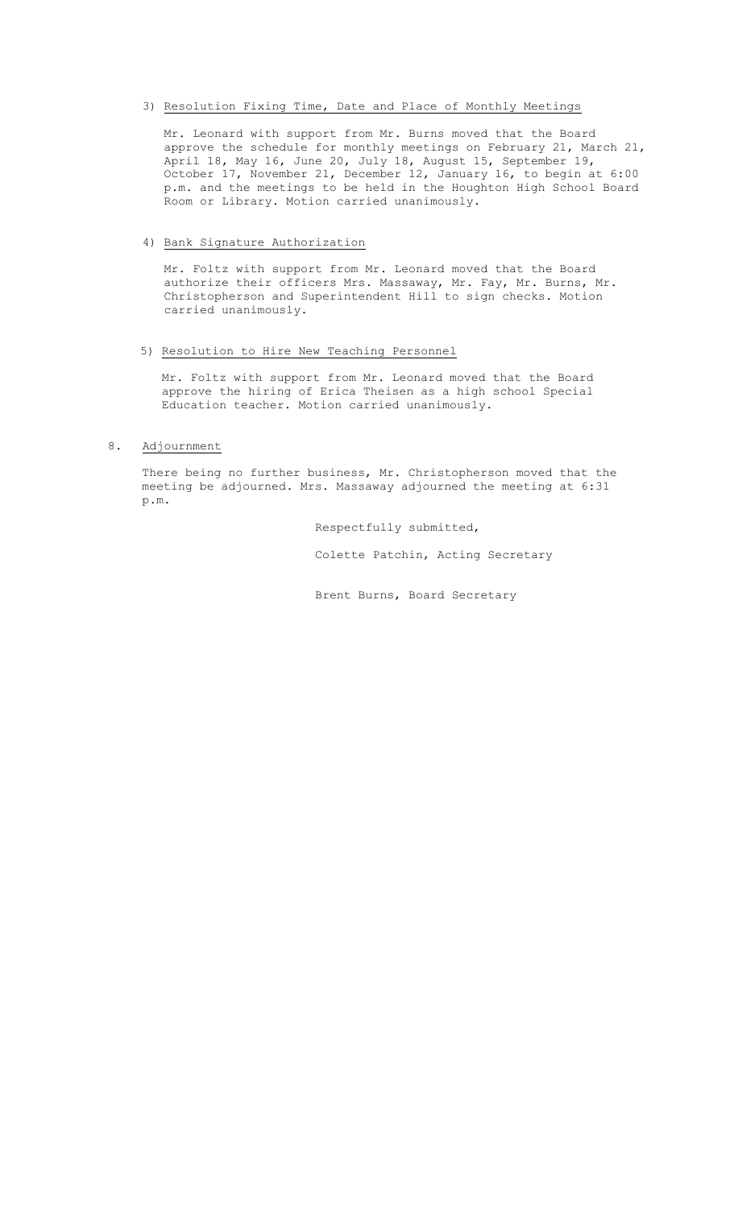3) Resolution Fixing Time, Date and Place of Monthly Meetings

Mr. Leonard with support from Mr. Burns moved that the Board approve the schedule for monthly meetings on February 21, March 21, April 18, May 16, June 20, July 18, August 15, September 19, October 17, November 21, December 12, January 16, to begin at 6:00 p.m. and the meetings to be held in the Houghton High School Board Room or Library. Motion carried unanimously.

4) Bank Signature Authorization

Mr. Foltz with support from Mr. Leonard moved that the Board authorize their officers Mrs. Massaway, Mr. Fay, Mr. Burns, Mr. Christopherson and Superintendent Hill to sign checks. Motion carried unanimously.

5) Resolution to Hire New Teaching Personnel

Mr. Foltz with support from Mr. Leonard moved that the Board approve the hiring of Erica Theisen as a high school Special Education teacher. Motion carried unanimously.

8. Adjournment

There being no further business, Mr. Christopherson moved that the meeting be adjourned. Mrs. Massaway adjourned the meeting at 6:31 p.m.

Respectfully submitted,

Colette Patchin, Acting Secretary

Brent Burns, Board Secretary